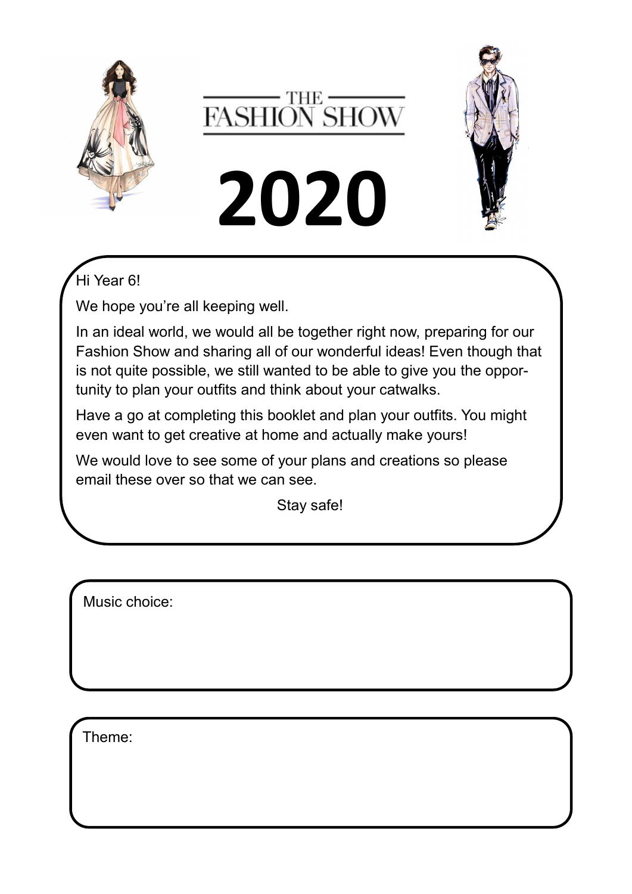# THE FASHION SHOW

# 2020

Hi Year 6!

We hope you're all keeping well.

In an ideal world, we would all be together right now, preparing for our Fashion Show and sharing all of our wonderful ideas! Even though that is not quite possible, we still wanted to be able to give you the opportunity to plan your outfits and think about your catwalks.

Have a go at completing this booklet and plan your outfits. You might even want to get creative at home and actually make yours!

We would love to see some of your plans and creations so please email these over so that we can see.

Stay safe!

Music choice:

Theme: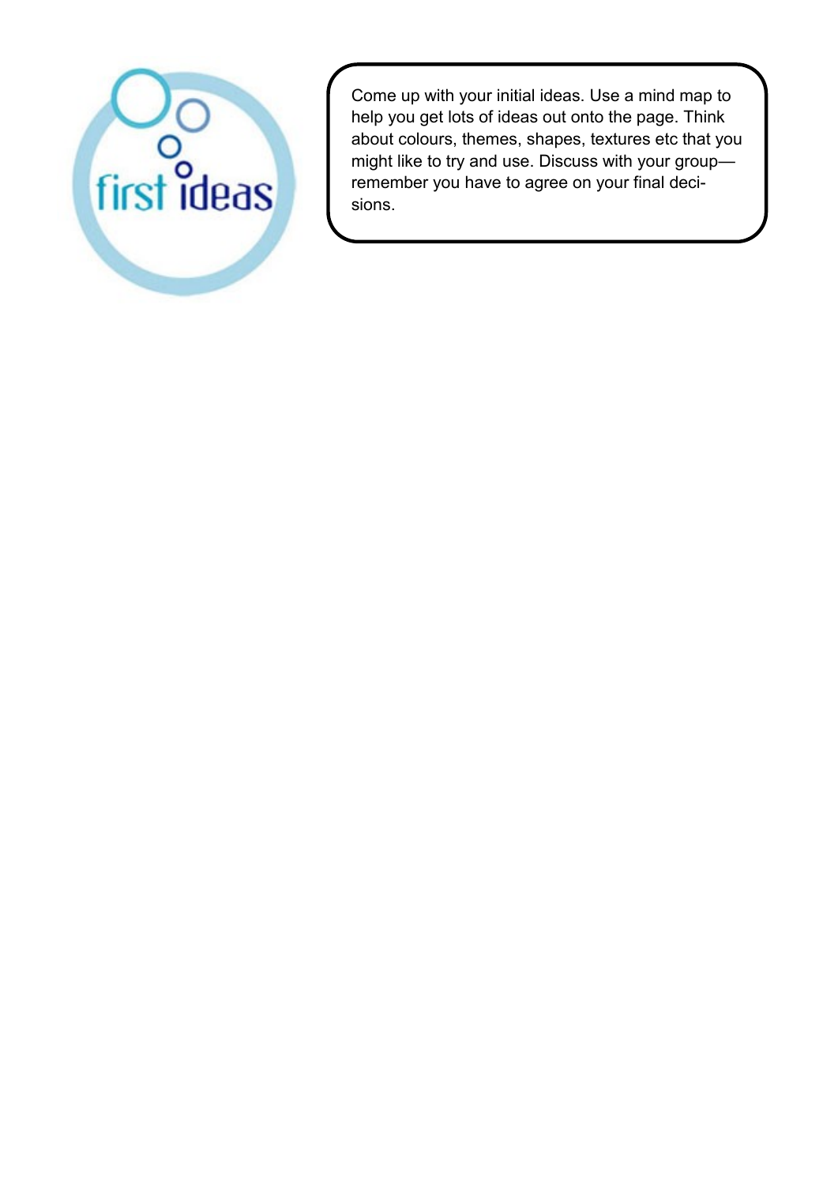# first ideas

Come up with your initial ideas. Use a mind map to help you get lots of ideas out onto the page. Think about colours, themes, shapes, textures etc that you might like to try and use. Discuss with your group—remember you have to agree on your final decisions.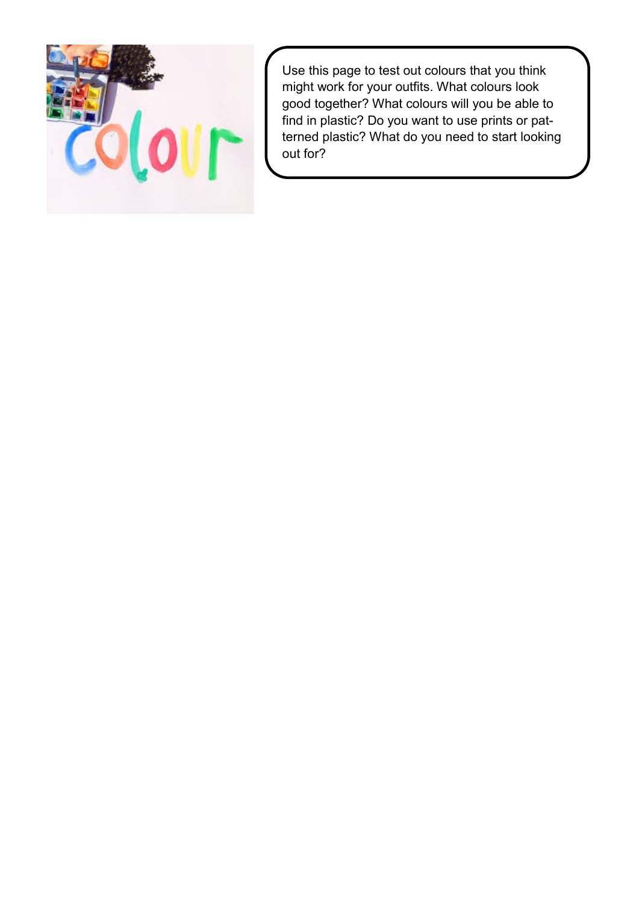Use this page to test out colours that you think might work for your outfits. What colours look good together? What colours will you be able to find in plastic? Do you want to use prints or patterned plastic? What do you need to start looking out for?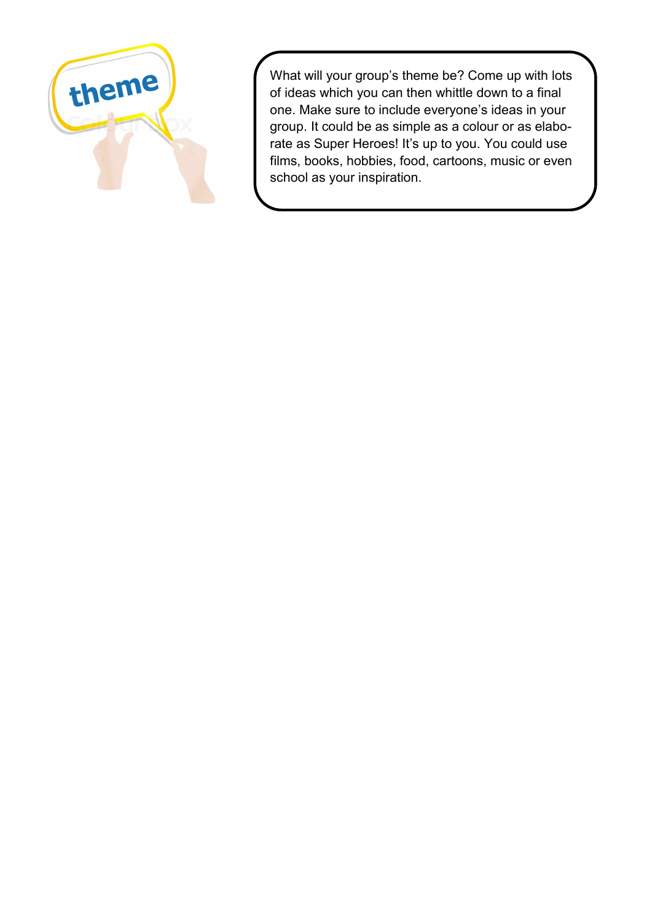What will your group's theme be? Come up with lots of ideas which you can then whittle down to a final one. Make sure to include everyone's ideas in your group. It could be as simple as a colour or as elaborate as Super Heroes! It's up to you. You could use films, books, hobbies, food, cartoons, music or even school as your inspiration.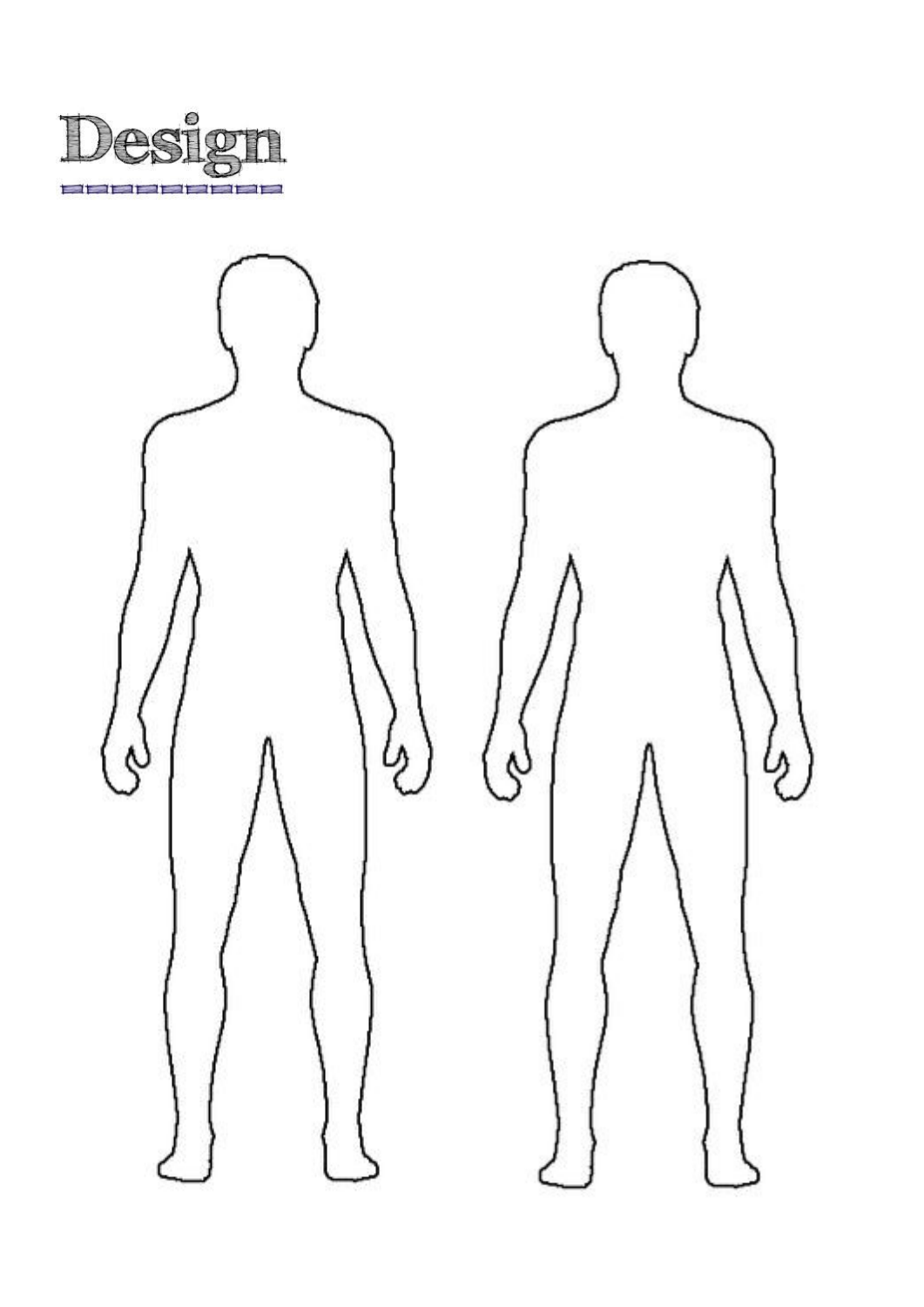# Design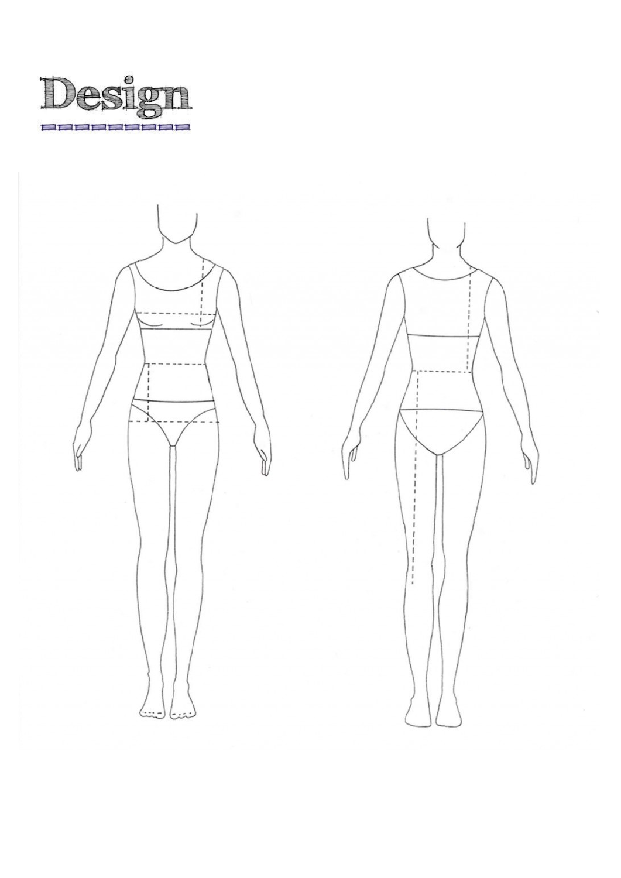# Design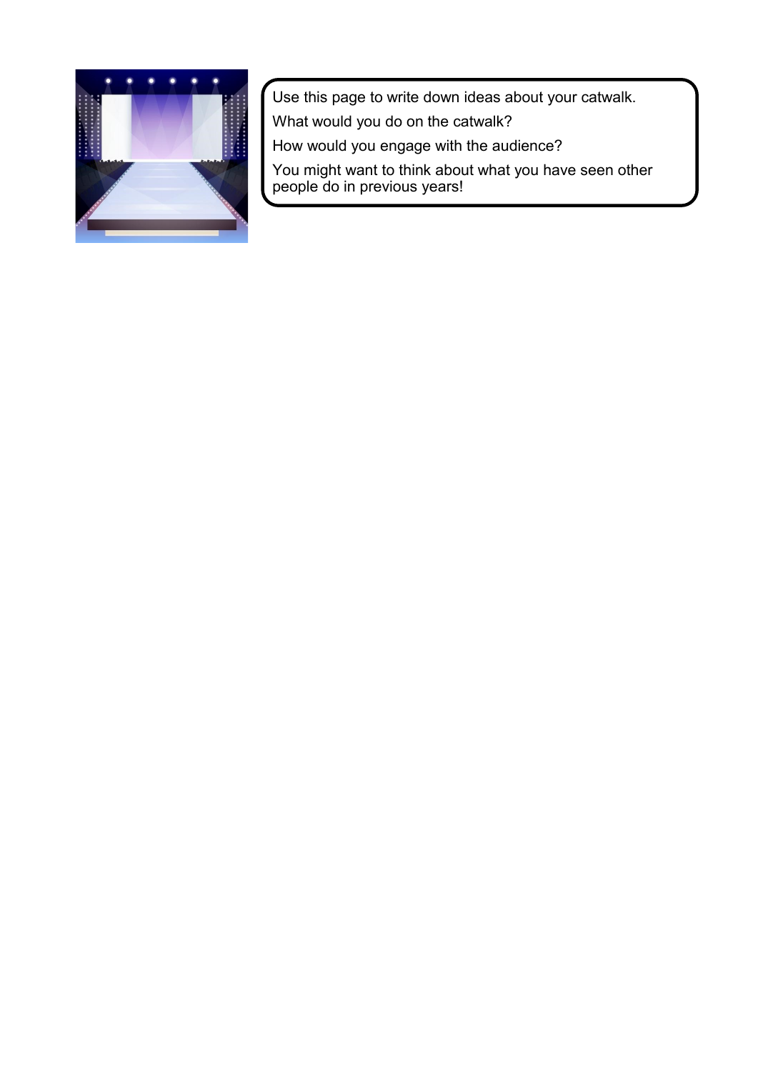Use this page to write down ideas about your catwalk.

What would you do on the catwalk?

How would you engage with the audience?

You might want to think about what you have seen other people do in previous years!